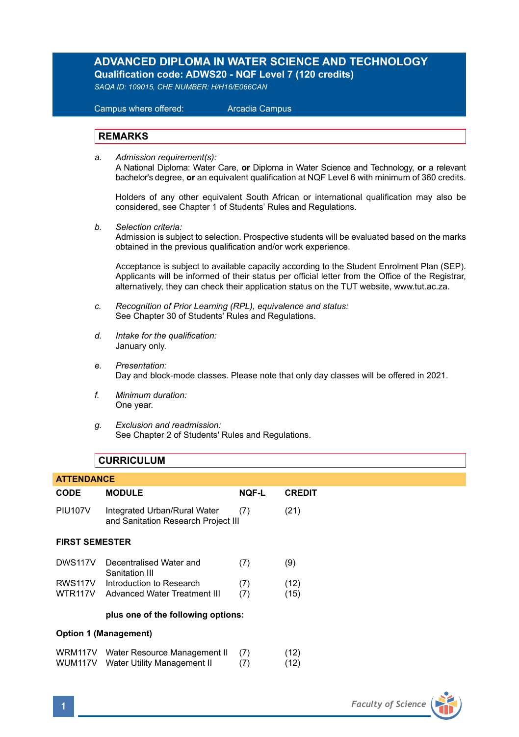# ADVANCED DIPLOMA IN WATER SCIENCE AND TECHNOLOGY

**Qualification code: ADWS20 - NQF Level 7 (120 credits)**

*SAQA ID: 109015, CHE NUMBER: H/H16/E066CAN*

Campus where offered: Arcadia Campus

## REMARKS

a. *Admission requirement(s):*
A National Diploma: Water Care, **or** Diploma in Water Science and Technology, **or** a relevant bachelor's degree, **or** an equivalent qualification at NQF Level 6 with minimum of 360 credits.

Holders of any other equivalent South African or international qualification may also be considered, see Chapter 1 of Students' Rules and Regulations.

b. *Selection criteria:*
Admission is subject to selection. Prospective students will be evaluated based on the marks obtained in the previous qualification and/or work experience.

Acceptance is subject to available capacity according to the Student Enrolment Plan (SEP). Applicants will be informed of their status per official letter from the Office of the Registrar, alternatively, they can check their application status on the TUT website, www.tut.ac.za.

c. *Recognition of Prior Learning (RPL), equivalence and status:*
See Chapter 30 of Students' Rules and Regulations.

d. *Intake for the qualification:*
January only.

e. *Presentation:*
Day and block-mode classes. Please note that only day classes will be offered in 2021.

f. *Minimum duration:*
One year.

g. *Exclusion and readmission:*
See Chapter 2 of Students' Rules and Regulations.

## CURRICULUM

**ATTENDANCE**

| CODE | MODULE | NQF-L | CREDIT |
|---|---|---|---|
| PIU107V | Integrated Urban/Rural Water and Sanitation Research Project III | (7) | (21) |

**FIRST SEMESTER**

| CODE | MODULE | NQF-L | CREDIT |
|---|---|---|---|
| DWS117V | Decentralised Water and Sanitation III | (7) | (9) |
| RWS117V | Introduction to Research | (7) | (12) |
| WTR117V | Advanced Water Treatment III | (7) | (15) |

**plus one of the following options:**

**Option 1 (Management)**

| CODE | MODULE | NQF-L | CREDIT |
|---|---|---|---|
| WRM117V | Water Resource Management II | (7) | (12) |
| WUM117V | Water Utility Management II | (7) | (12) |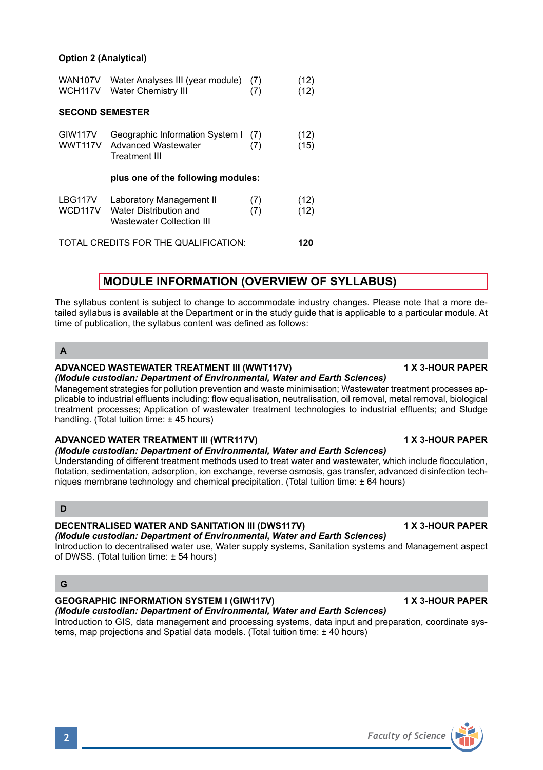**Option 2 (Analytical)**

| | | | |
|---|---|---|---|
| WAN107V | Water Analyses III (year module) | (7) | (12) |
| WCH117V | Water Chemistry III | (7) | (12) |

**SECOND SEMESTER**

| | | | |
|---|---|---|---|
| GIW117V | Geographic Information System I | (7) | (12) |
| WWT117V | Advanced Wastewater Treatment III | (7) | (15) |
| | **plus one of the following modules:** | | |
| LBG117V | Laboratory Management II | (7) | (12) |
| WCD117V | Water Distribution and Wastewater Collection III | (7) | (12) |

TOTAL CREDITS FOR THE QUALIFICATION: **120**

## MODULE INFORMATION (OVERVIEW OF SYLLABUS)

The syllabus content is subject to change to accommodate industry changes. Please note that a more detailed syllabus is available at the Department or in the study guide that is applicable to a particular module. At time of publication, the syllabus content was defined as follows:

### A

**ADVANCED WASTEWATER TREATMENT III (WWT117V)** **1 X 3-HOUR PAPER**
***(Module custodian: Department of Environmental, Water and Earth Sciences)***
Management strategies for pollution prevention and waste minimisation; Wastewater treatment processes applicable to industrial effluents including: flow equalisation, neutralisation, oil removal, metal removal, biological treatment processes; Application of wastewater treatment technologies to industrial effluents; and Sludge handling. (Total tuition time: ± 45 hours)

**ADVANCED WATER TREATMENT III (WTR117V)** **1 X 3-HOUR PAPER**
***(Module custodian: Department of Environmental, Water and Earth Sciences)***
Understanding of different treatment methods used to treat water and wastewater, which include flocculation, flotation, sedimentation, adsorption, ion exchange, reverse osmosis, gas transfer, advanced disinfection techniques membrane technology and chemical precipitation. (Total tuition time: ± 64 hours)

### D

**DECENTRALISED WATER AND SANITATION III (DWS117V)** **1 X 3-HOUR PAPER**
***(Module custodian: Department of Environmental, Water and Earth Sciences)***
Introduction to decentralised water use, Water supply systems, Sanitation systems and Management aspect of DWSS. (Total tuition time: ± 54 hours)

### G

**GEOGRAPHIC INFORMATION SYSTEM I (GIW117V)** **1 X 3-HOUR PAPER**
***(Module custodian: Department of Environmental, Water and Earth Sciences)***
Introduction to GIS, data management and processing systems, data input and preparation, coordinate systems, map projections and Spatial data models. (Total tuition time: ± 40 hours)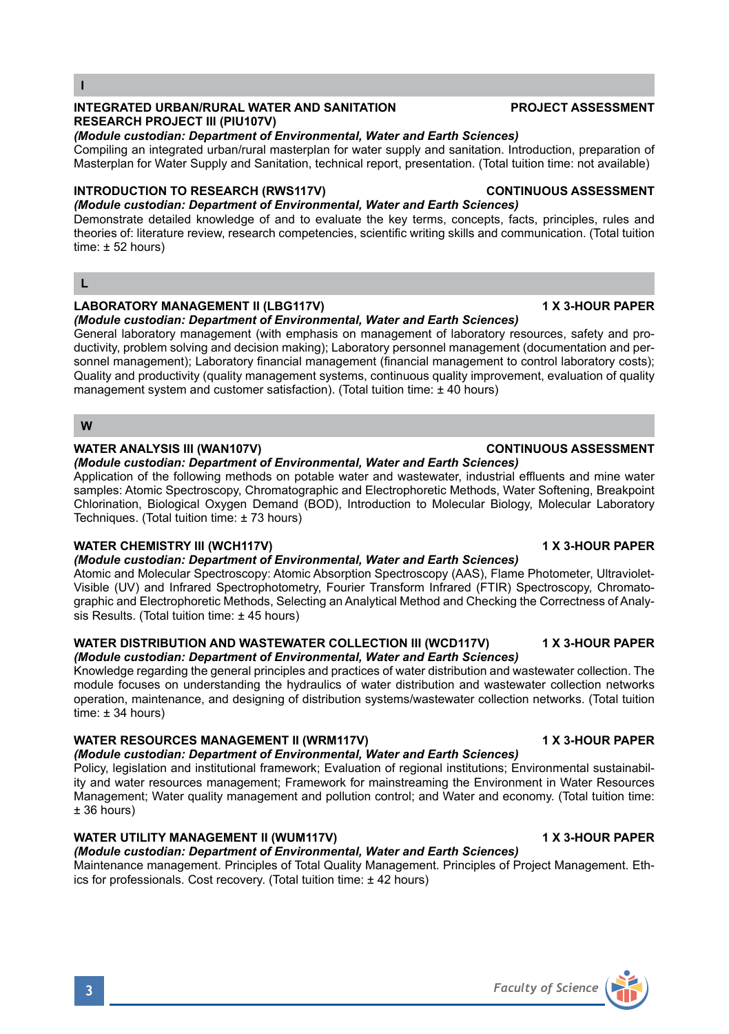## I

**INTEGRATED URBAN/RURAL WATER AND SANITATION RESEARCH PROJECT III (PIU107V)** — **PROJECT ASSESSMENT**

***(Module custodian: Department of Environmental, Water and Earth Sciences)***

Compiling an integrated urban/rural masterplan for water supply and sanitation. Introduction, preparation of Masterplan for Water Supply and Sanitation, technical report, presentation. (Total tuition time: not available)

**INTRODUCTION TO RESEARCH (RWS117V)** — **CONTINUOUS ASSESSMENT**

***(Module custodian: Department of Environmental, Water and Earth Sciences)***

Demonstrate detailed knowledge of and to evaluate the key terms, concepts, facts, principles, rules and theories of: literature review, research competencies, scientific writing skills and communication. (Total tuition time: ± 52 hours)

## L

**LABORATORY MANAGEMENT II (LBG117V)** — **1 X 3-HOUR PAPER**

***(Module custodian: Department of Environmental, Water and Earth Sciences)***

General laboratory management (with emphasis on management of laboratory resources, safety and productivity, problem solving and decision making); Laboratory personnel management (documentation and personnel management); Laboratory financial management (financial management to control laboratory costs); Quality and productivity (quality management systems, continuous quality improvement, evaluation of quality management system and customer satisfaction). (Total tuition time: ± 40 hours)

## W

**WATER ANALYSIS III (WAN107V)** — **CONTINUOUS ASSESSMENT**

***(Module custodian: Department of Environmental, Water and Earth Sciences)***

Application of the following methods on potable water and wastewater, industrial effluents and mine water samples: Atomic Spectroscopy, Chromatographic and Electrophoretic Methods, Water Softening, Breakpoint Chlorination, Biological Oxygen Demand (BOD), Introduction to Molecular Biology, Molecular Laboratory Techniques. (Total tuition time: ± 73 hours)

**WATER CHEMISTRY III (WCH117V)** — **1 X 3-HOUR PAPER**

***(Module custodian: Department of Environmental, Water and Earth Sciences)***

Atomic and Molecular Spectroscopy: Atomic Absorption Spectroscopy (AAS), Flame Photometer, Ultraviolet-Visible (UV) and Infrared Spectrophotometry, Fourier Transform Infrared (FTIR) Spectroscopy, Chromatographic and Electrophoretic Methods, Selecting an Analytical Method and Checking the Correctness of Analysis Results. (Total tuition time: ± 45 hours)

**WATER DISTRIBUTION AND WASTEWATER COLLECTION III (WCD117V)** — **1 X 3-HOUR PAPER**

***(Module custodian: Department of Environmental, Water and Earth Sciences)***

Knowledge regarding the general principles and practices of water distribution and wastewater collection. The module focuses on understanding the hydraulics of water distribution and wastewater collection networks operation, maintenance, and designing of distribution systems/wastewater collection networks. (Total tuition time: ± 34 hours)

**WATER RESOURCES MANAGEMENT II (WRM117V)** — **1 X 3-HOUR PAPER**

***(Module custodian: Department of Environmental, Water and Earth Sciences)***

Policy, legislation and institutional framework; Evaluation of regional institutions; Environmental sustainability and water resources management; Framework for mainstreaming the Environment in Water Resources Management; Water quality management and pollution control; and Water and economy. (Total tuition time: ± 36 hours)

**WATER UTILITY MANAGEMENT II (WUM117V)** — **1 X 3-HOUR PAPER**

***(Module custodian: Department of Environmental, Water and Earth Sciences)***

Maintenance management. Principles of Total Quality Management. Principles of Project Management. Ethics for professionals. Cost recovery. (Total tuition time: ± 42 hours)